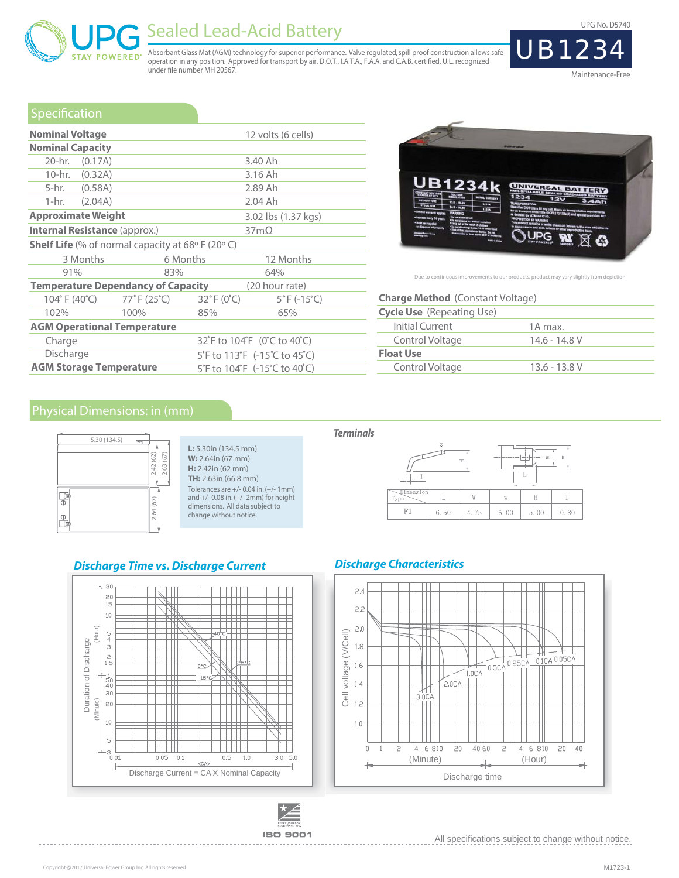# UPG Sealed Lead-Acid Battery

STAY POWERED®

Absorbant Glass Mat (AGM) technology for superior performance. Valve regulated, spill proof construction allows safe operation in any position. Approved for transport by air. D.O.T., I.A.T.A., F.A.A. and C.A.B. certified. U.L. recognized under file number MH 20567.

UPG No. D5740

# UB1234

Maintenance-Free

## Specification

| | |
|---|---|
| **Nominal Voltage** | 12 volts (6 cells) |
| **Nominal Capacity** | |
| 20-hr. (0.17A) | 3.40 Ah |
| 10-hr. (0.32A) | 3.16 Ah |
| 5-hr. (0.58A) | 2.89 Ah |
| 1-hr. (2.04A) | 2.04 Ah |
| **Approximate Weight** | 3.02 lbs (1.37 kgs) |
| **Internal Resistance** (approx.) | 37mΩ |

**Shelf Life** (% of normal capacity at 68º F (20º C)

| 3 Months | 6 Months | 12 Months |
|---|---|---|
| 91% | 83% | 64% |

**Temperature Dependancy of Capacity** (20 hour rate)

| 104˚ F (40˚C) | 77˚ F (25˚C) | 32˚ F (0˚C) | 5˚ F (-15˚C) |
|---|---|---|---|
| 102% | 100% | 85% | 65% |

**AGM Operational Temperature**

| | |
|---|---|
| Charge | 32˚F to 104˚F (0˚C to 40˚C) |
| Discharge | 5˚F to 113˚F (-15˚C to 45˚C) |
| **AGM Storage Temperature** | 5˚F to 104˚F (-15˚C to 40˚C) |

Due to continuous improvements to our products, product may vary slightly from depiction.

**Charge Method** (Constant Voltage)

| | |
|---|---|
| **Cycle Use** (Repeating Use) | |
| Initial Current | 1A max. |
| Control Voltage | 14.6 - 14.8 V |
| **Float Use** | |
| Control Voltage | 13.6 - 13.8 V |

## Physical Dimensions: in (mm)

**L:** 5.30in (134.5 mm)
**W:** 2.64in (67 mm)
**H:** 2.42in (62 mm)
**TH:** 2.63in (66.8 mm)

Tolerances are +/- 0.04 in. (+/- 1mm) and +/- 0.08 in. (+/- 2mm) for height dimensions. All data subject to change without notice.

### *Terminals*

| Dimension / Type | L | W | w | H | T |
|---|---|---|---|---|---|
| F1 | 6.50 | 4.75 | 6.00 | 5.00 | 0.80 |

### *Discharge Time vs. Discharge Current*

### *Discharge Characteristics*

ISO 9001

All specifications subject to change without notice.

Copyright © 2017 Universal Power Group Inc. All rights reserved.

M1723-1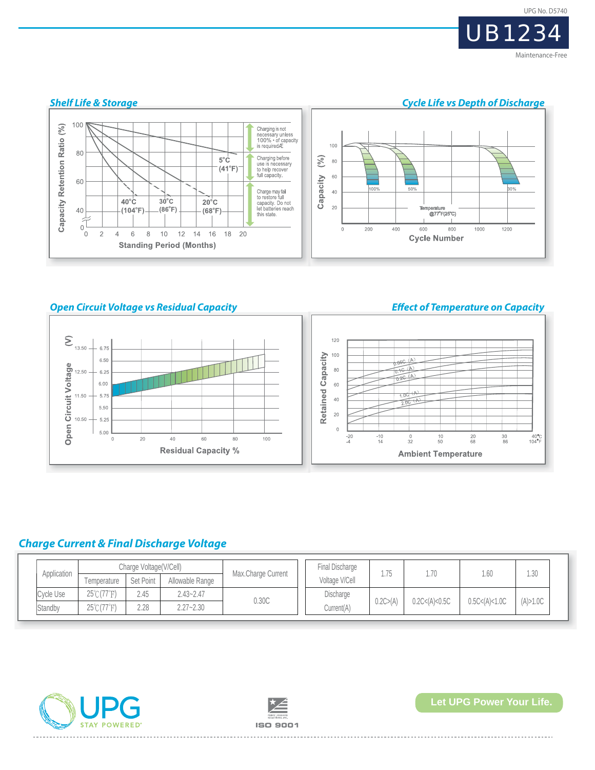UPG No. D5740

# UB1234

Maintenance-Free

## Shelf Life & Storage

Capacity Retention Ratio (%)

100
80
60
40
0

0 2 4 6 8 10 12 14 16 18 20

Standing Period (Months)

5°C (41°F)
40°C (104°F)
30°C (86°F)
20°C (68°F)

Charging is not necessary unless 100% • of capacity is requiredÆ

Charging before use is necessary to help recover full capacity.

Charge may fail to restore full capacity. Do not let batteries reach this state.

## Cycle Life vs Depth of Discharge

Capacity (%)

100
80
60
40
20

0 200 400 600 800 1000 1200

Cycle Number

100%
50%
30%

Temperature @77°F(25°C)

## Open Circuit Voltage vs Residual Capacity

Open Circuit Voltage (V)

13.50 6.75
6.50
12.50 6.25
6.00
11.50 5.75
5.50
10.50 5.25
5.00

0 20 40 60 80 100

Residual Capacity %

## Effect of Temperature on Capacity

Retained Capacity

120
100
80
60
40
20
0

-20 -4
-10 14
0 32
10 50
20 68
30 86
40°C 104°F

Ambient Temperature

0.05C (A)
0.1C (A)
0.2C (A)
1.0C (A)
2.0C (A)

## Charge Current & Final Discharge Voltage

| Application | Charge Voltage(V/Cell) | | | Max.Charge Current |
|---|---|---|---|---|
| | Temperature | Set Point | Allowable Range | |
| Cycle Use | 25℃(77℉) | 2.45 | 2.43~2.47 | 0.30C |
| Standby | 25℃(77℉) | 2.28 | 2.27~2.30 | |

| Final Discharge Voltage V/Cell | 1.75 | 1.70 | 1.60 | 1.30 |
|---|---|---|---|---|
| Discharge Current(A) | 0.2C>(A) | 0.2C<(A)<0.5C | 0.5C<(A)<1.0C | (A)>1.0C |

UPG STAY POWERED®

ISO 9001

Let UPG Power Your Life.